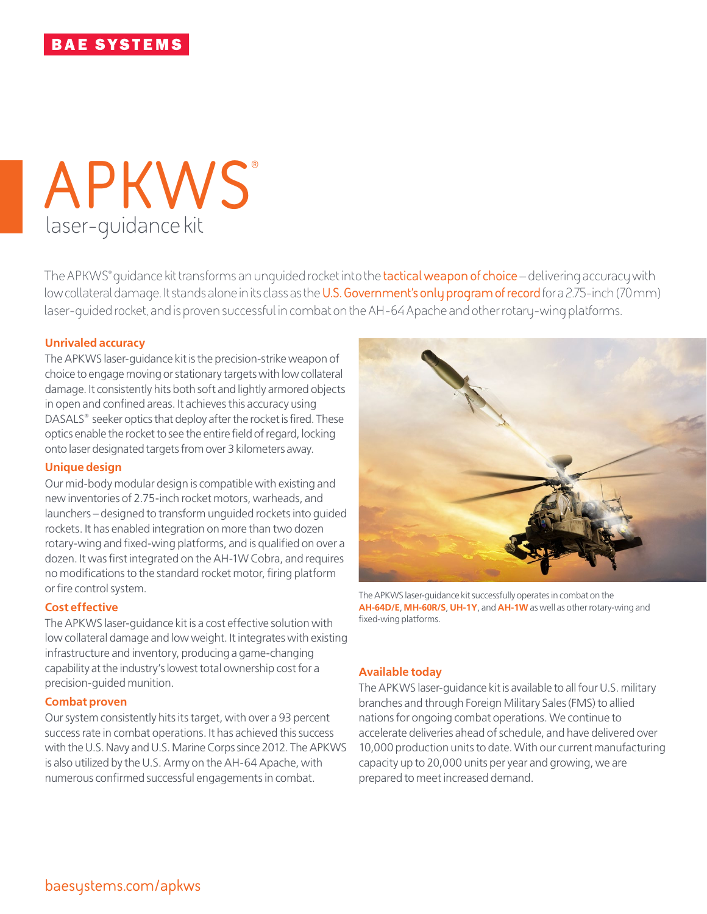BAE SYSTEMS

# APKWS®

## laser-guidance kit

The APKWS® guidance kit transforms an unguided rocket into the tactical weapon of choice – delivering accuracy with low collateral damage. It stands alone in its class as the U.S. Government's only program of record for a 2.75-inch (70 mm) laser-guided rocket, and is proven successful in combat on the AH-64 Apache and other rotary-wing platforms.

### Unrivaled accuracy

The APKWS laser-guidance kit is the precision-strike weapon of choice to engage moving or stationary targets with low collateral damage. It consistently hits both soft and lightly armored objects in open and confined areas. It achieves this accuracy using DASALS® seeker optics that deploy after the rocket is fired. These optics enable the rocket to see the entire field of regard, locking onto laser designated targets from over 3 kilometers away.

### Unique design

Our mid-body modular design is compatible with existing and new inventories of 2.75-inch rocket motors, warheads, and launchers – designed to transform unguided rockets into guided rockets. It has enabled integration on more than two dozen rotary-wing and fixed-wing platforms, and is qualified on over a dozen. It was first integrated on the AH-1W Cobra, and requires no modifications to the standard rocket motor, firing platform or fire control system.

### Cost effective

The APKWS laser-guidance kit is a cost effective solution with low collateral damage and low weight. It integrates with existing infrastructure and inventory, producing a game-changing capability at the industry's lowest total ownership cost for a precision-guided munition.

### Combat proven

Our system consistently hits its target, with over a 93 percent success rate in combat operations. It has achieved this success with the U.S. Navy and U.S. Marine Corps since 2012. The APKWS is also utilized by the U.S. Army on the AH-64 Apache, with numerous confirmed successful engagements in combat.

The APKWS laser-guidance kit successfully operates in combat on the **AH-64D/E**, **MH-60R/S**, **UH-1Y**, and **AH-1W** as well as other rotary-wing and fixed-wing platforms.

### Available today

The APKWS laser-guidance kit is available to all four U.S. military branches and through Foreign Military Sales (FMS) to allied nations for ongoing combat operations. We continue to accelerate deliveries ahead of schedule, and have delivered over 10,000 production units to date. With our current manufacturing capacity up to 20,000 units per year and growing, we are prepared to meet increased demand.

baesystems.com/apkws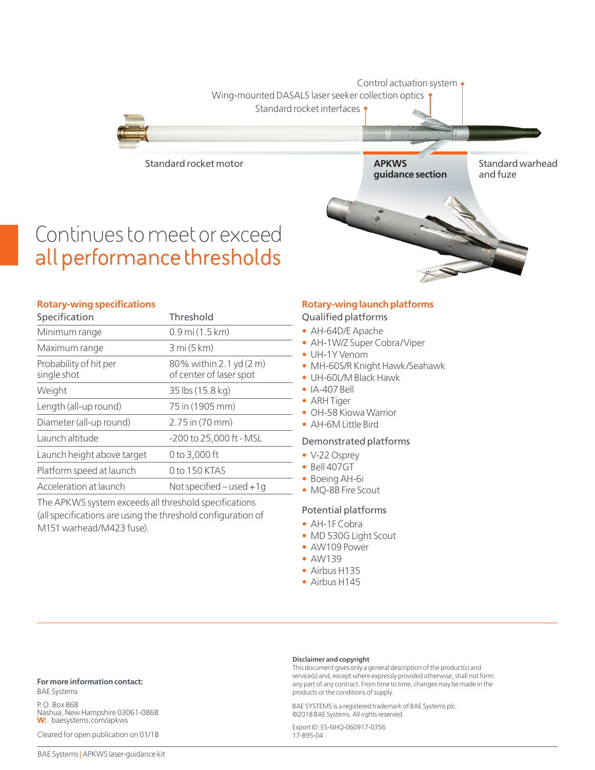Control actuation system

Wing-mounted DASALS laser seeker collection optics

Standard rocket interfaces

Standard rocket motor

**APKWS guidance section**

Standard warhead and fuze

# Continues to meet or exceed all performance thresholds

## Rotary-wing specifications

| Specification | Threshold |
|---|---|
| Minimum range | 0.9 mi (1.5 km) |
| Maximum range | 3 mi (5 km) |
| Probability of hit per single shot | 80% within 2.1 yd (2 m) of center of laser spot |
| Weight | 35 lbs (15.8 kg) |
| Length (all-up round) | 75 in (1905 mm) |
| Diameter (all-up round) | 2.75 in (70 mm) |
| Launch altitude | -200 to 25,000 ft - MSL |
| Launch height above target | 0 to 3,000 ft |
| Platform speed at launch | 0 to 150 KTAS |
| Acceleration at launch | Not specified – used +1g |

The APKWS system exceeds all threshold specifications (all specifications are using the threshold configuration of M151 warhead/M423 fuse).

## Rotary-wing launch platforms

### Qualified platforms

- AH-64D/E Apache
- AH-1W/Z Super Cobra/Viper
- UH-1Y Venom
- MH-60S/R Knight Hawk/Seahawk
- UH-60L/M Black Hawk
- IA-407 Bell
- ARH Tiger
- OH-58 Kiowa Warrior
- AH-6M Little Bird

### Demonstrated platforms

- V-22 Osprey
- Bell 407GT
- Boeing AH-6i
- MQ-8B Fire Scout

### Potential platforms

- AH-1F Cobra
- MD 530G Light Scout
- AW109 Power
- AW139
- Airbus H135
- Airbus H145

**For more information contact:**
BAE Systems

P. O. Box 868
Nashua, New Hampshire 03061-0868
**W:** baesystems.com/apkws

Cleared for open publication on 01/18

**Disclaimer and copyright**
This document gives only a general description of the product(s) and service(s) and, except where expressly provided otherwise, shall not form any part of any contract. From time to time, changes may be made in the products or the conditions of supply.

BAE SYSTEMS is a registered trademark of BAE Systems plc.
©2018 BAE Systems. All rights reserved.

Export ID: ES-NHQ-060917-0356
17-B95-04